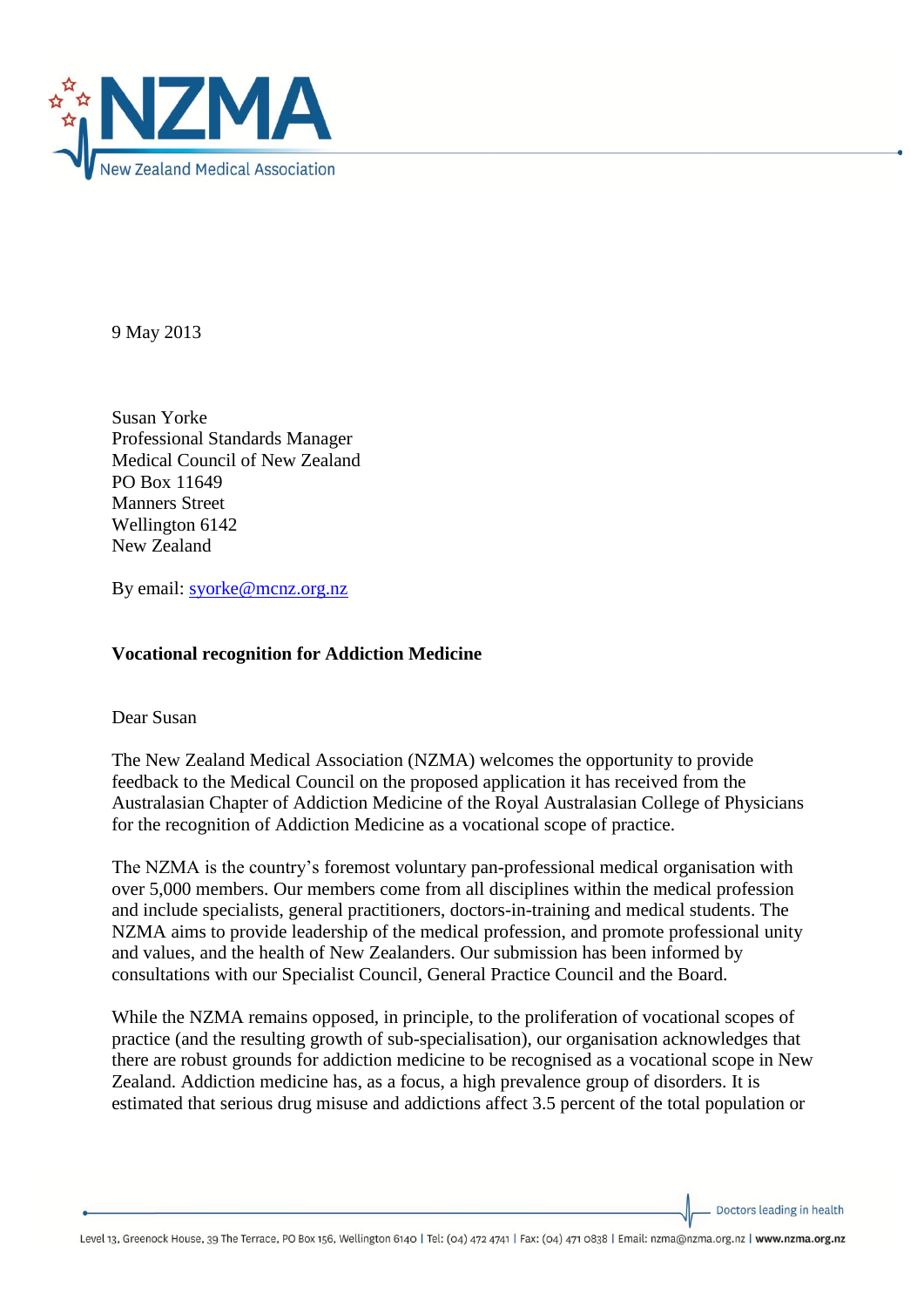9 May 2013

Susan Yorke
Professional Standards Manager
Medical Council of New Zealand
PO Box 11649
Manners Street
Wellington 6142
New Zealand

By email: syorke@mcnz.org.nz

**Vocational recognition for Addiction Medicine**

Dear Susan

The New Zealand Medical Association (NZMA) welcomes the opportunity to provide feedback to the Medical Council on the proposed application it has received from the Australasian Chapter of Addiction Medicine of the Royal Australasian College of Physicians for the recognition of Addiction Medicine as a vocational scope of practice.

The NZMA is the country's foremost voluntary pan-professional medical organisation with over 5,000 members. Our members come from all disciplines within the medical profession and include specialists, general practitioners, doctors-in-training and medical students. The NZMA aims to provide leadership of the medical profession, and promote professional unity and values, and the health of New Zealanders. Our submission has been informed by consultations with our Specialist Council, General Practice Council and the Board.

While the NZMA remains opposed, in principle, to the proliferation of vocational scopes of practice (and the resulting growth of sub-specialisation), our organisation acknowledges that there are robust grounds for addiction medicine to be recognised as a vocational scope in New Zealand. Addiction medicine has, as a focus, a high prevalence group of disorders. It is estimated that serious drug misuse and addictions affect 3.5 percent of the total population or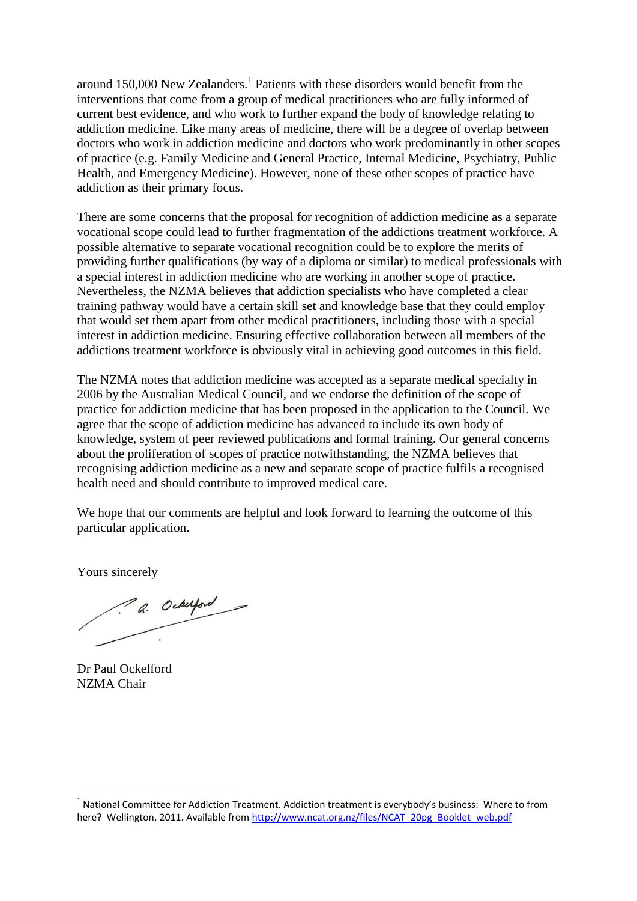around 150,000 New Zealanders.[1] Patients with these disorders would benefit from the interventions that come from a group of medical practitioners who are fully informed of current best evidence, and who work to further expand the body of knowledge relating to addiction medicine. Like many areas of medicine, there will be a degree of overlap between doctors who work in addiction medicine and doctors who work predominantly in other scopes of practice (e.g. Family Medicine and General Practice, Internal Medicine, Psychiatry, Public Health, and Emergency Medicine). However, none of these other scopes of practice have addiction as their primary focus.

There are some concerns that the proposal for recognition of addiction medicine as a separate vocational scope could lead to further fragmentation of the addictions treatment workforce. A possible alternative to separate vocational recognition could be to explore the merits of providing further qualifications (by way of a diploma or similar) to medical professionals with a special interest in addiction medicine who are working in another scope of practice. Nevertheless, the NZMA believes that addiction specialists who have completed a clear training pathway would have a certain skill set and knowledge base that they could employ that would set them apart from other medical practitioners, including those with a special interest in addiction medicine. Ensuring effective collaboration between all members of the addictions treatment workforce is obviously vital in achieving good outcomes in this field.

The NZMA notes that addiction medicine was accepted as a separate medical specialty in 2006 by the Australian Medical Council, and we endorse the definition of the scope of practice for addiction medicine that has been proposed in the application to the Council. We agree that the scope of addiction medicine has advanced to include its own body of knowledge, system of peer reviewed publications and formal training. Our general concerns about the proliferation of scopes of practice notwithstanding, the NZMA believes that recognising addiction medicine as a new and separate scope of practice fulfils a recognised health need and should contribute to improved medical care.

We hope that our comments are helpful and look forward to learning the outcome of this particular application.

Yours sincerely

P. Ockelford

Dr Paul Ockelford
NZMA Chair

---

[1] National Committee for Addiction Treatment. Addiction treatment is everybody's business: Where to from here? Wellington, 2011. Available from http://www.ncat.org.nz/files/NCAT_20pg_Booklet_web.pdf